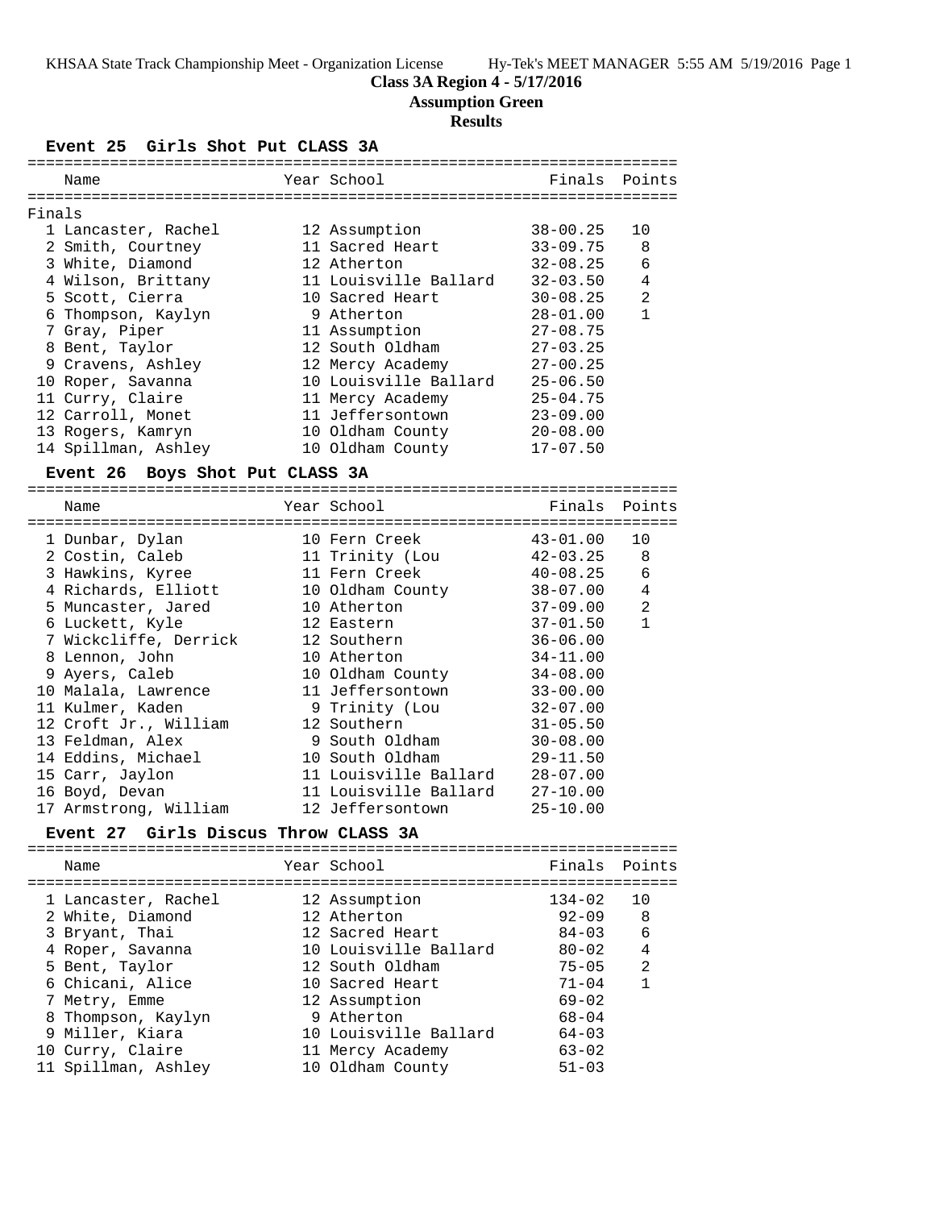# Class 3A Region 4 - 5/17/2016

## Assumption Green

### Results

#### Event 25 Girls Shot Put CLASS 3A

**Finals**

| | Name | Year | School | Finals | Points |
|---|---|---|---|---|---|
| 1 | Lancaster, Rachel | 12 | Assumption | 38-00.25 | 10 |
| 2 | Smith, Courtney | 11 | Sacred Heart | 33-09.75 | 8 |
| 3 | White, Diamond | 12 | Atherton | 32-08.25 | 6 |
| 4 | Wilson, Brittany | 11 | Louisville Ballard | 32-03.50 | 4 |
| 5 | Scott, Cierra | 10 | Sacred Heart | 30-08.25 | 2 |
| 6 | Thompson, Kaylyn | 9 | Atherton | 28-01.00 | 1 |
| 7 | Gray, Piper | 11 | Assumption | 27-08.75 | |
| 8 | Bent, Taylor | 12 | South Oldham | 27-03.25 | |
| 9 | Cravens, Ashley | 12 | Mercy Academy | 27-00.25 | |
| 10 | Roper, Savanna | 10 | Louisville Ballard | 25-06.50 | |
| 11 | Curry, Claire | 11 | Mercy Academy | 25-04.75 | |
| 12 | Carroll, Monet | 11 | Jeffersontown | 23-09.00 | |
| 13 | Rogers, Kamryn | 10 | Oldham County | 20-08.00 | |
| 14 | Spillman, Ashley | 10 | Oldham County | 17-07.50 | |

#### Event 26 Boys Shot Put CLASS 3A

| | Name | Year | School | Finals | Points |
|---|---|---|---|---|---|
| 1 | Dunbar, Dylan | 10 | Fern Creek | 43-01.00 | 10 |
| 2 | Costin, Caleb | 11 | Trinity (Lou | 42-03.25 | 8 |
| 3 | Hawkins, Kyree | 11 | Fern Creek | 40-08.25 | 6 |
| 4 | Richards, Elliott | 10 | Oldham County | 38-07.00 | 4 |
| 5 | Muncaster, Jared | 10 | Atherton | 37-09.00 | 2 |
| 6 | Luckett, Kyle | 12 | Eastern | 37-01.50 | 1 |
| 7 | Wickcliffe, Derrick | 12 | Southern | 36-06.00 | |
| 8 | Lennon, John | 10 | Atherton | 34-11.00 | |
| 9 | Ayers, Caleb | 10 | Oldham County | 34-08.00 | |
| 10 | Malala, Lawrence | 11 | Jeffersontown | 33-00.00 | |
| 11 | Kulmer, Kaden | 9 | Trinity (Lou | 32-07.00 | |
| 12 | Croft Jr., William | 12 | Southern | 31-05.50 | |
| 13 | Feldman, Alex | 9 | South Oldham | 30-08.00 | |
| 14 | Eddins, Michael | 10 | South Oldham | 29-11.50 | |
| 15 | Carr, Jaylon | 11 | Louisville Ballard | 28-07.00 | |
| 16 | Boyd, Devan | 11 | Louisville Ballard | 27-10.00 | |
| 17 | Armstrong, William | 12 | Jeffersontown | 25-10.00 | |

#### Event 27 Girls Discus Throw CLASS 3A

| | Name | Year | School | Finals | Points |
|---|---|---|---|---|---|
| 1 | Lancaster, Rachel | 12 | Assumption | 134-02 | 10 |
| 2 | White, Diamond | 12 | Atherton | 92-09 | 8 |
| 3 | Bryant, Thai | 12 | Sacred Heart | 84-03 | 6 |
| 4 | Roper, Savanna | 10 | Louisville Ballard | 80-02 | 4 |
| 5 | Bent, Taylor | 12 | South Oldham | 75-05 | 2 |
| 6 | Chicani, Alice | 10 | Sacred Heart | 71-04 | 1 |
| 7 | Metry, Emme | 12 | Assumption | 69-02 | |
| 8 | Thompson, Kaylyn | 9 | Atherton | 68-04 | |
| 9 | Miller, Kiara | 10 | Louisville Ballard | 64-03 | |
| 10 | Curry, Claire | 11 | Mercy Academy | 63-02 | |
| 11 | Spillman, Ashley | 10 | Oldham County | 51-03 | |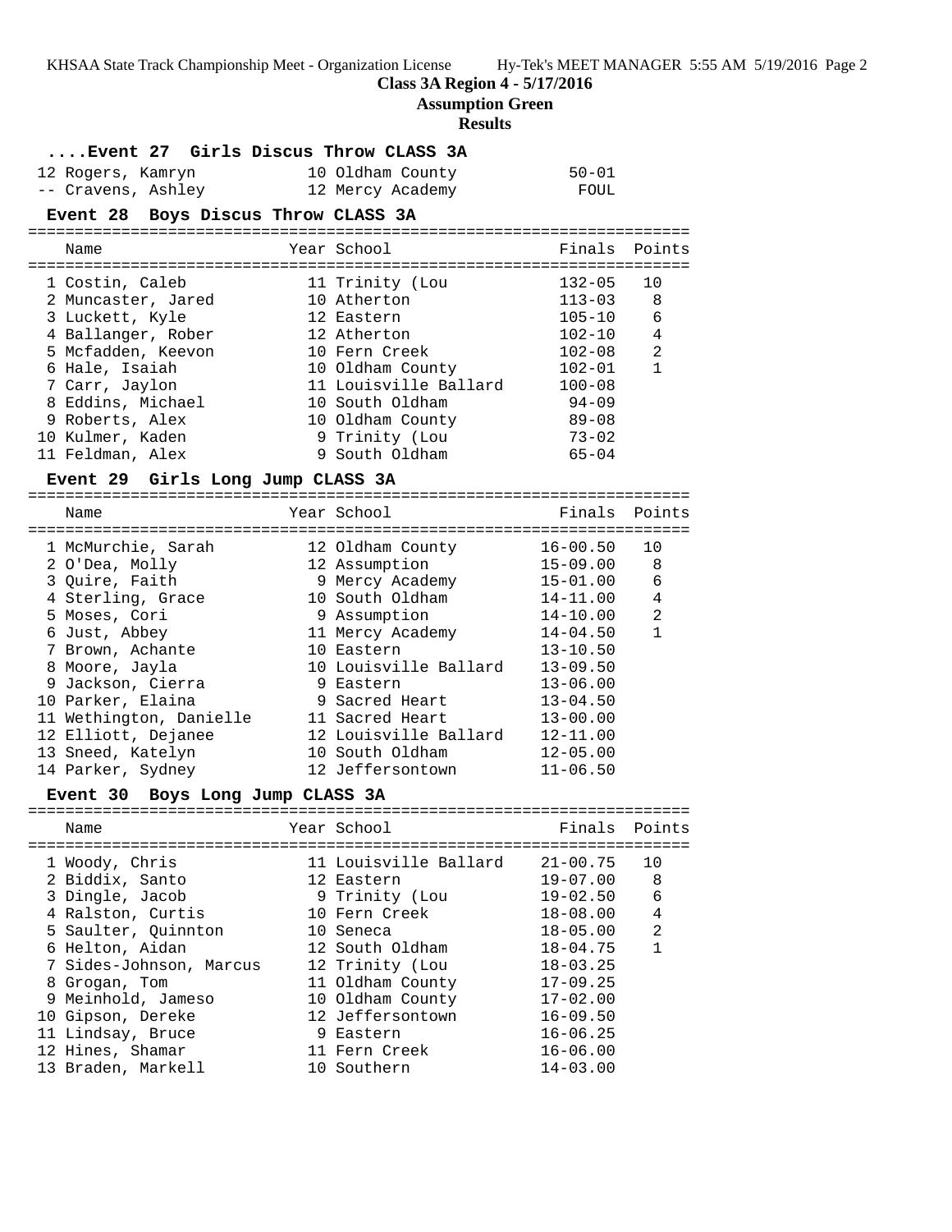**Class 3A Region 4 - 5/17/2016**

**Assumption Green**

**Results**

### ....Event 27 Girls Discus Throw CLASS 3A

| Name | Year | School | Finals | Points |
|---|---|---|---|---|
| 12 Rogers, Kamryn | 10 | Oldham County | 50-01 | |
| -- Cravens, Ashley | 12 | Mercy Academy | FOUL | |

### Event 28 Boys Discus Throw CLASS 3A

| Name | Year | School | Finals | Points |
|---|---|---|---|---|
| 1 Costin, Caleb | 11 | Trinity (Lou | 132-05 | 10 |
| 2 Muncaster, Jared | 10 | Atherton | 113-03 | 8 |
| 3 Luckett, Kyle | 12 | Eastern | 105-10 | 6 |
| 4 Ballanger, Rober | 12 | Atherton | 102-10 | 4 |
| 5 Mcfadden, Keevon | 10 | Fern Creek | 102-08 | 2 |
| 6 Hale, Isaiah | 10 | Oldham County | 102-01 | 1 |
| 7 Carr, Jaylon | 11 | Louisville Ballard | 100-08 | |
| 8 Eddins, Michael | 10 | South Oldham | 94-09 | |
| 9 Roberts, Alex | 10 | Oldham County | 89-08 | |
| 10 Kulmer, Kaden | 9 | Trinity (Lou | 73-02 | |
| 11 Feldman, Alex | 9 | South Oldham | 65-04 | |

### Event 29 Girls Long Jump CLASS 3A

| Name | Year | School | Finals | Points |
|---|---|---|---|---|
| 1 McMurchie, Sarah | 12 | Oldham County | 16-00.50 | 10 |
| 2 O'Dea, Molly | 12 | Assumption | 15-09.00 | 8 |
| 3 Quire, Faith | 9 | Mercy Academy | 15-01.00 | 6 |
| 4 Sterling, Grace | 10 | South Oldham | 14-11.00 | 4 |
| 5 Moses, Cori | 9 | Assumption | 14-10.00 | 2 |
| 6 Just, Abbey | 11 | Mercy Academy | 14-04.50 | 1 |
| 7 Brown, Achante | 10 | Eastern | 13-10.50 | |
| 8 Moore, Jayla | 10 | Louisville Ballard | 13-09.50 | |
| 9 Jackson, Cierra | 9 | Eastern | 13-06.00 | |
| 10 Parker, Elaina | 9 | Sacred Heart | 13-04.50 | |
| 11 Wethington, Danielle | 11 | Sacred Heart | 13-00.00 | |
| 12 Elliott, Dejanee | 12 | Louisville Ballard | 12-11.00 | |
| 13 Sneed, Katelyn | 10 | South Oldham | 12-05.00 | |
| 14 Parker, Sydney | 12 | Jeffersontown | 11-06.50 | |

### Event 30 Boys Long Jump CLASS 3A

| Name | Year | School | Finals | Points |
|---|---|---|---|---|
| 1 Woody, Chris | 11 | Louisville Ballard | 21-00.75 | 10 |
| 2 Biddix, Santo | 12 | Eastern | 19-07.00 | 8 |
| 3 Dingle, Jacob | 9 | Trinity (Lou | 19-02.50 | 6 |
| 4 Ralston, Curtis | 10 | Fern Creek | 18-08.00 | 4 |
| 5 Saulter, Quinnton | 10 | Seneca | 18-05.00 | 2 |
| 6 Helton, Aidan | 12 | South Oldham | 18-04.75 | 1 |
| 7 Sides-Johnson, Marcus | 12 | Trinity (Lou | 18-03.25 | |
| 8 Grogan, Tom | 11 | Oldham County | 17-09.25 | |
| 9 Meinhold, Jameso | 10 | Oldham County | 17-02.00 | |
| 10 Gipson, Dereke | 12 | Jeffersontown | 16-09.50 | |
| 11 Lindsay, Bruce | 9 | Eastern | 16-06.25 | |
| 12 Hines, Shamar | 11 | Fern Creek | 16-06.00 | |
| 13 Braden, Markell | 10 | Southern | 14-03.00 | |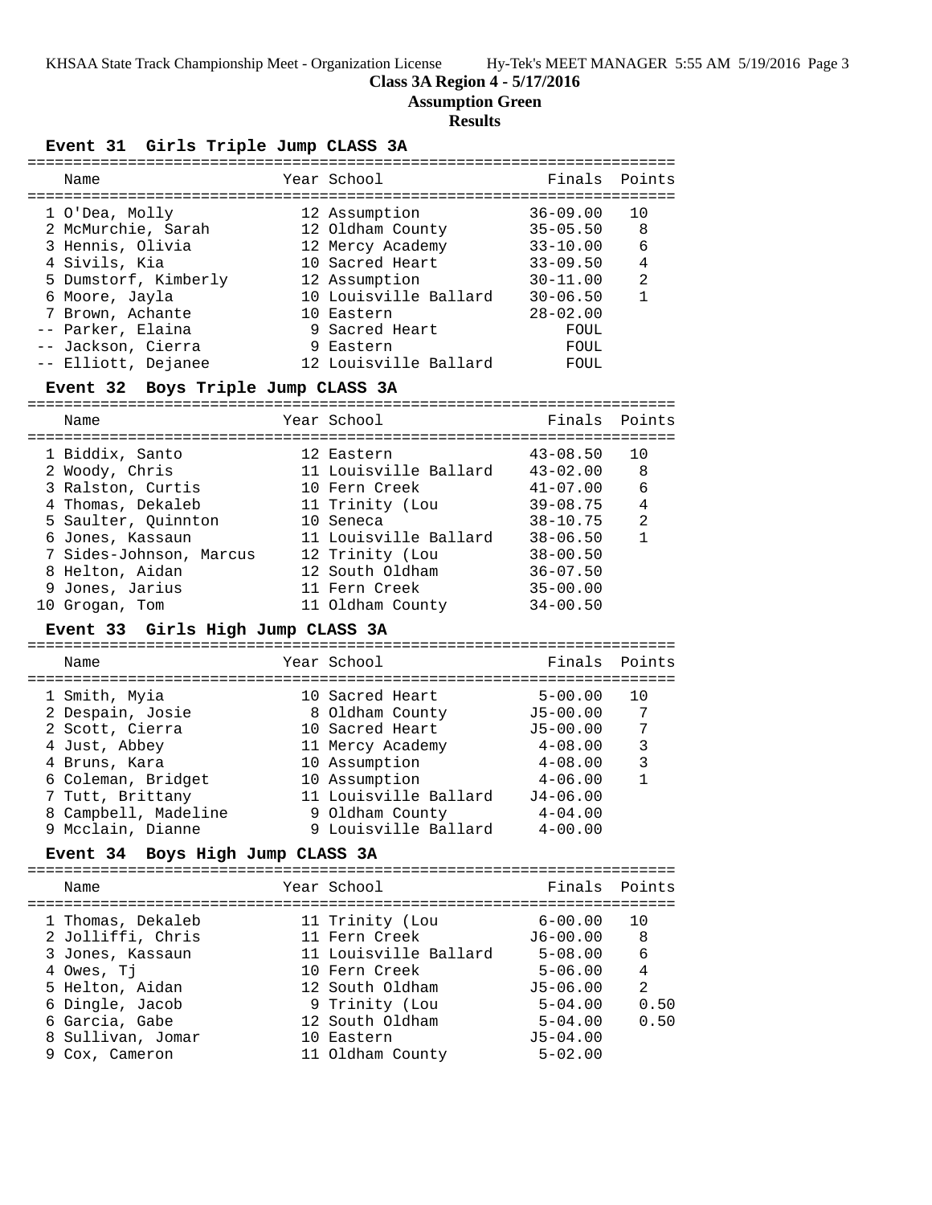**Class 3A Region 4 - 5/17/2016**

**Assumption Green**

**Results**

### Event 31 Girls Triple Jump CLASS 3A

| | Name | Year | School | Finals | Points |
|---|---|---|---|---|---|
| 1 | O'Dea, Molly | 12 | Assumption | 36-09.00 | 10 |
| 2 | McMurchie, Sarah | 12 | Oldham County | 35-05.50 | 8 |
| 3 | Hennis, Olivia | 12 | Mercy Academy | 33-10.00 | 6 |
| 4 | Sivils, Kia | 10 | Sacred Heart | 33-09.50 | 4 |
| 5 | Dumstorf, Kimberly | 12 | Assumption | 30-11.00 | 2 |
| 6 | Moore, Jayla | 10 | Louisville Ballard | 30-06.50 | 1 |
| 7 | Brown, Achante | 10 | Eastern | 28-02.00 | |
| -- | Parker, Elaina | 9 | Sacred Heart | FOUL | |
| -- | Jackson, Cierra | 9 | Eastern | FOUL | |
| -- | Elliott, Dejanee | 12 | Louisville Ballard | FOUL | |

### Event 32 Boys Triple Jump CLASS 3A

| | Name | Year | School | Finals | Points |
|---|---|---|---|---|---|
| 1 | Biddix, Santo | 12 | Eastern | 43-08.50 | 10 |
| 2 | Woody, Chris | 11 | Louisville Ballard | 43-02.00 | 8 |
| 3 | Ralston, Curtis | 10 | Fern Creek | 41-07.00 | 6 |
| 4 | Thomas, Dekaleb | 11 | Trinity (Lou | 39-08.75 | 4 |
| 5 | Saulter, Quinnton | 10 | Seneca | 38-10.75 | 2 |
| 6 | Jones, Kassaun | 11 | Louisville Ballard | 38-06.50 | 1 |
| 7 | Sides-Johnson, Marcus | 12 | Trinity (Lou | 38-00.50 | |
| 8 | Helton, Aidan | 12 | South Oldham | 36-07.50 | |
| 9 | Jones, Jarius | 11 | Fern Creek | 35-00.00 | |
| 10 | Grogan, Tom | 11 | Oldham County | 34-00.50 | |

### Event 33 Girls High Jump CLASS 3A

| | Name | Year | School | Finals | Points |
|---|---|---|---|---|---|
| 1 | Smith, Myia | 10 | Sacred Heart | 5-00.00 | 10 |
| 2 | Despain, Josie | 8 | Oldham County | J5-00.00 | 7 |
| 2 | Scott, Cierra | 10 | Sacred Heart | J5-00.00 | 7 |
| 4 | Just, Abbey | 11 | Mercy Academy | 4-08.00 | 3 |
| 4 | Bruns, Kara | 10 | Assumption | 4-08.00 | 3 |
| 6 | Coleman, Bridget | 10 | Assumption | 4-06.00 | 1 |
| 7 | Tutt, Brittany | 11 | Louisville Ballard | J4-06.00 | |
| 8 | Campbell, Madeline | 9 | Oldham County | 4-04.00 | |
| 9 | Mcclain, Dianne | 9 | Louisville Ballard | 4-00.00 | |

### Event 34 Boys High Jump CLASS 3A

| | Name | Year | School | Finals | Points |
|---|---|---|---|---|---|
| 1 | Thomas, Dekaleb | 11 | Trinity (Lou | 6-00.00 | 10 |
| 2 | Jolliffi, Chris | 11 | Fern Creek | J6-00.00 | 8 |
| 3 | Jones, Kassaun | 11 | Louisville Ballard | 5-08.00 | 6 |
| 4 | Owes, Tj | 10 | Fern Creek | 5-06.00 | 4 |
| 5 | Helton, Aidan | 12 | South Oldham | J5-06.00 | 2 |
| 6 | Dingle, Jacob | 9 | Trinity (Lou | 5-04.00 | 0.50 |
| 6 | Garcia, Gabe | 12 | South Oldham | 5-04.00 | 0.50 |
| 8 | Sullivan, Jomar | 10 | Eastern | J5-04.00 | |
| 9 | Cox, Cameron | 11 | Oldham County | 5-02.00 | |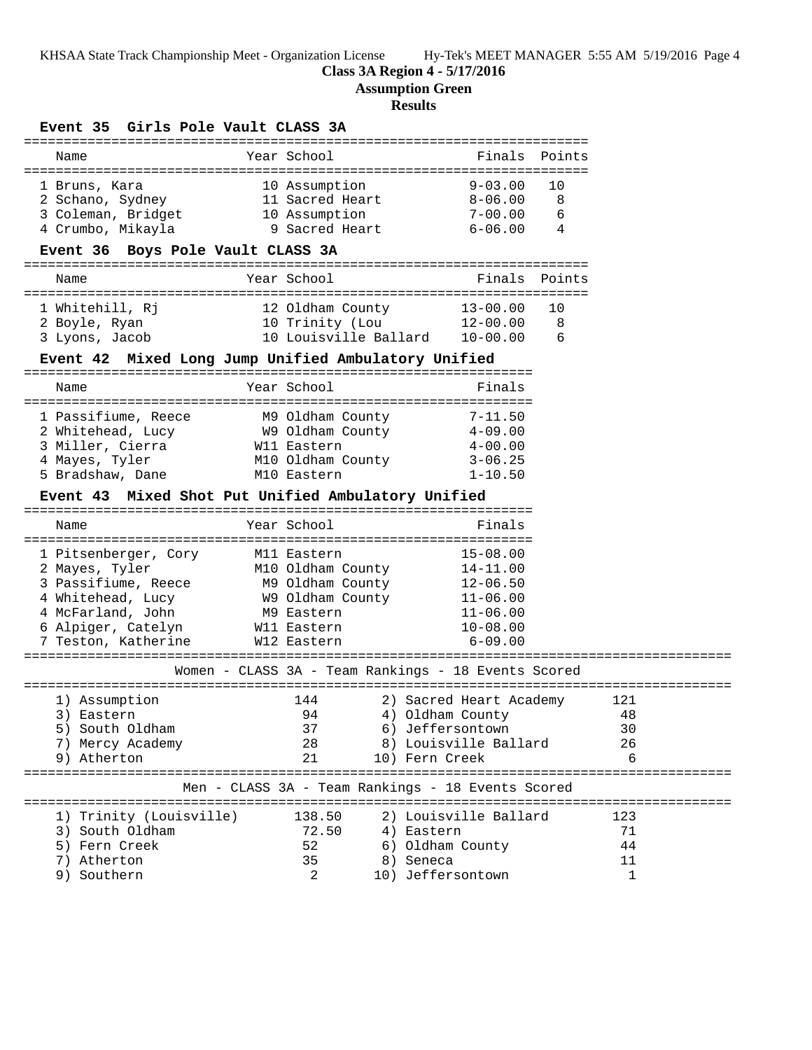**Class 3A Region 4 - 5/17/2016**
**Assumption Green**
**Results**

### Event 35 Girls Pole Vault CLASS 3A

| Name | Year | School | Finals | Points |
|---|---|---|---|---|
| 1 Bruns, Kara | 10 | Assumption | 9-03.00 | 10 |
| 2 Schano, Sydney | 11 | Sacred Heart | 8-06.00 | 8 |
| 3 Coleman, Bridget | 10 | Assumption | 7-00.00 | 6 |
| 4 Crumbo, Mikayla | 9 | Sacred Heart | 6-06.00 | 4 |

### Event 36 Boys Pole Vault CLASS 3A

| Name | Year | School | Finals | Points |
|---|---|---|---|---|
| 1 Whitehill, Rj | 12 | Oldham County | 13-00.00 | 10 |
| 2 Boyle, Ryan | 10 | Trinity (Lou | 12-00.00 | 8 |
| 3 Lyons, Jacob | 10 | Louisville Ballard | 10-00.00 | 6 |

### Event 42 Mixed Long Jump Unified Ambulatory Unified

| Name | Year | School | Finals |
|---|---|---|---|
| 1 Passifiume, Reece | M9 | Oldham County | 7-11.50 |
| 2 Whitehead, Lucy | W9 | Oldham County | 4-09.00 |
| 3 Miller, Cierra | W11 | Eastern | 4-00.00 |
| 4 Mayes, Tyler | M10 | Oldham County | 3-06.25 |
| 5 Bradshaw, Dane | M10 | Eastern | 1-10.50 |

### Event 43 Mixed Shot Put Unified Ambulatory Unified

| Name | Year | School | Finals |
|---|---|---|---|
| 1 Pitsenberger, Cory | M11 | Eastern | 15-08.00 |
| 2 Mayes, Tyler | M10 | Oldham County | 14-11.00 |
| 3 Passifiume, Reece | M9 | Oldham County | 12-06.50 |
| 4 Whitehead, Lucy | W9 | Oldham County | 11-06.00 |
| 4 McFarland, John | M9 | Eastern | 11-06.00 |
| 6 Alpiger, Catelyn | W11 | Eastern | 10-08.00 |
| 7 Teston, Katherine | W12 | Eastern | 6-09.00 |

### Women - CLASS 3A - Team Rankings - 18 Events Scored

| | | | |
|---|---|---|---|
| 1) Assumption | 144 | 2) Sacred Heart Academy | 121 |
| 3) Eastern | 94 | 4) Oldham County | 48 |
| 5) South Oldham | 37 | 6) Jeffersontown | 30 |
| 7) Mercy Academy | 28 | 8) Louisville Ballard | 26 |
| 9) Atherton | 21 | 10) Fern Creek | 6 |

### Men - CLASS 3A - Team Rankings - 18 Events Scored

| | | | |
|---|---|---|---|
| 1) Trinity (Louisville) | 138.50 | 2) Louisville Ballard | 123 |
| 3) South Oldham | 72.50 | 4) Eastern | 71 |
| 5) Fern Creek | 52 | 6) Oldham County | 44 |
| 7) Atherton | 35 | 8) Seneca | 11 |
| 9) Southern | 2 | 10) Jeffersontown | 1 |